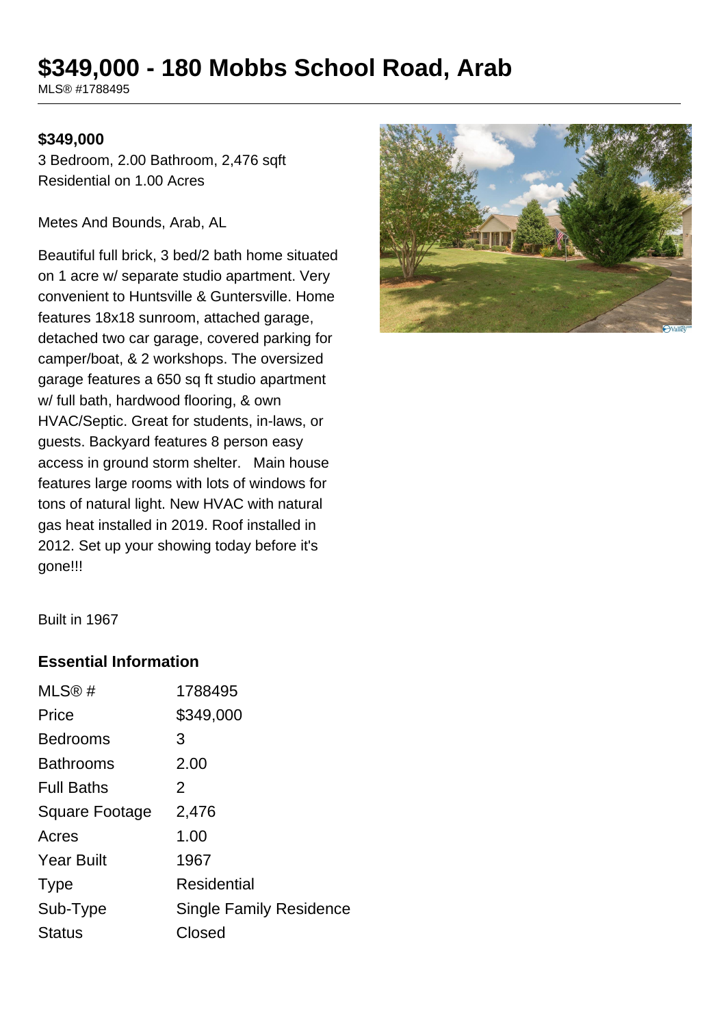# $349,000 - 180 Mobbs School Road, Arab

MLS® #1788495

**$349,000**

3 Bedroom, 2.00 Bathroom, 2,476 sqft
Residential on 1.00 Acres

Metes And Bounds, Arab, AL

Beautiful full brick, 3 bed/2 bath home situated on 1 acre w/ separate studio apartment. Very convenient to Huntsville & Guntersville. Home features 18x18 sunroom, attached garage, detached two car garage, covered parking for camper/boat, & 2 workshops. The oversized garage features a 650 sq ft studio apartment w/ full bath, hardwood flooring, & own HVAC/Septic. Great for students, in-laws, or guests. Backyard features 8 person easy access in ground storm shelter. Main house features large rooms with lots of windows for tons of natural light. New HVAC with natural gas heat installed in 2019. Roof installed in 2012. Set up your showing today before it's gone!!!

Built in 1967

### Essential Information

| | |
|---|---|
| MLS® # | 1788495 |
| Price | $349,000 |
| Bedrooms | 3 |
| Bathrooms | 2.00 |
| Full Baths | 2 |
| Square Footage | 2,476 |
| Acres | 1.00 |
| Year Built | 1967 |
| Type | Residential |
| Sub-Type | Single Family Residence |
| Status | Closed |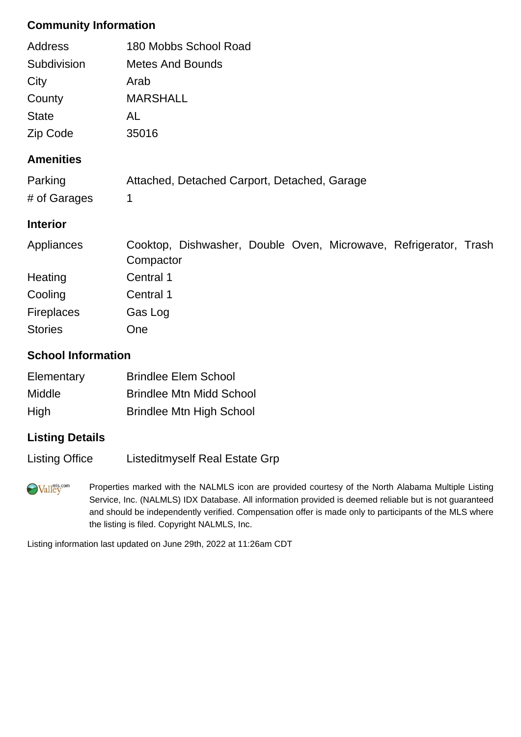## Community Information

| | |
|---|---|
| Address | 180 Mobbs School Road |
| Subdivision | Metes And Bounds |
| City | Arab |
| County | MARSHALL |
| State | AL |
| Zip Code | 35016 |

## Amenities

| | |
|---|---|
| Parking | Attached, Detached Carport, Detached, Garage |
| # of Garages | 1 |

## Interior

| | |
|---|---|
| Appliances | Cooktop, Dishwasher, Double Oven, Microwave, Refrigerator, Trash Compactor |
| Heating | Central 1 |
| Cooling | Central 1 |
| Fireplaces | Gas Log |
| Stories | One |

## School Information

| | |
|---|---|
| Elementary | Brindlee Elem School |
| Middle | Brindlee Mtn Midd School |
| High | Brindlee Mtn High School |

## Listing Details

| | |
|---|---|
| Listing Office | Listeditmyself Real Estate Grp |

Properties marked with the NALMLS icon are provided courtesy of the North Alabama Multiple Listing Service, Inc. (NALMLS) IDX Database. All information provided is deemed reliable but is not guaranteed and should be independently verified. Compensation offer is made only to participants of the MLS where the listing is filed. Copyright NALMLS, Inc.

Listing information last updated on June 29th, 2022 at 11:26am CDT